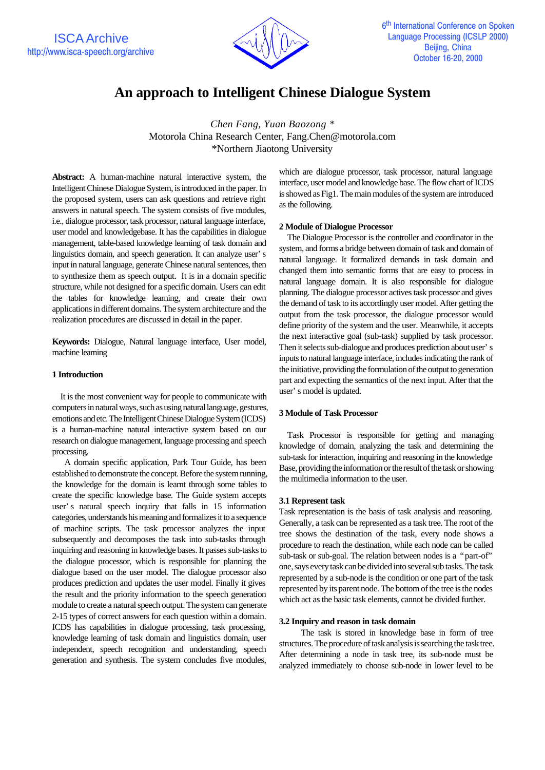# An approach to Intelligent Chinese Dialogue System

*Chen Fang, Yuan Baozong \**
Motorola China Research Center, Fang.Chen@motorola.com
\*Northern Jiaotong University

**Abstract:** A human-machine natural interactive system, the Intelligent Chinese Dialogue System, is introduced in the paper. In the proposed system, users can ask questions and retrieve right answers in natural speech. The system consists of five modules, i.e., dialogue processor, task processor, natural language interface, user model and knowledgebase. It has the capabilities in dialogue management, table-based knowledge learning of task domain and linguistics domain, and speech generation. It can analyze user' s input in natural language, generate Chinese natural sentences, then to synthesize them as speech output. It is in a domain specific structure, while not designed for a specific domain. Users can edit the tables for knowledge learning, and create their own applications in different domains. The system architecture and the realization procedures are discussed in detail in the paper.

**Keywords:** Dialogue, Natural language interface, User model, machine learning

## 1 Introduction

It is the most convenient way for people to communicate with computers in natural ways, such as using natural language, gestures, emotions and etc. The Intelligent Chinese Dialogue System (ICDS) is a human-machine natural interactive system based on our research on dialogue management, language processing and speech processing.

A domain specific application, Park Tour Guide, has been established to demonstrate the concept. Before the system running, the knowledge for the domain is learnt through some tables to create the specific knowledge base. The Guide system accepts user' s natural speech inquiry that falls in 15 information categories, understands his meaning and formalizes it to a sequence of machine scripts. The task processor analyzes the input subsequently and decomposes the task into sub-tasks through inquiring and reasoning in knowledge bases. It passes sub-tasks to the dialogue processor, which is responsible for planning the dialogue based on the user model. The dialogue processor also produces prediction and updates the user model. Finally it gives the result and the priority information to the speech generation module to create a natural speech output. The system can generate 2-15 types of correct answers for each question within a domain. ICDS has capabilities in dialogue processing, task processing, knowledge learning of task domain and linguistics domain, user independent, speech recognition and understanding, speech generation and synthesis. The system concludes five modules, which are dialogue processor, task processor, natural language interface, user model and knowledge base. The flow chart of ICDS is showed as Fig1. The main modules of the system are introduced as the following.

## 2 Module of Dialogue Processor

The Dialogue Processor is the controller and coordinator in the system, and forms a bridge between domain of task and domain of natural language. It formalized demands in task domain and changed them into semantic forms that are easy to process in natural language domain. It is also responsible for dialogue planning. The dialogue processor actives task processor and gives the demand of task to its accordingly user model. After getting the output from the task processor, the dialogue processor would define priority of the system and the user. Meanwhile, it accepts the next interactive goal (sub-task) supplied by task processor. Then it selects sub-dialogue and produces prediction about user' s inputs to natural language interface, includes indicating the rank of the initiative, providing the formulation of the output to generation part and expecting the semantics of the next input. After that the user' s model is updated.

## 3 Module of Task Processor

Task Processor is responsible for getting and managing knowledge of domain, analyzing the task and determining the sub-task for interaction, inquiring and reasoning in the knowledge Base, providing the information or the result of the task or showing the multimedia information to the user.

### 3.1 Represent task

Task representation is the basis of task analysis and reasoning. Generally, a task can be represented as a task tree. The root of the tree shows the destination of the task, every node shows a procedure to reach the destination, while each node can be called sub-task or sub-goal. The relation between nodes is a "part-of" one, says every task can be divided into several sub tasks. The task represented by a sub-node is the condition or one part of the task represented by its parent node. The bottom of the tree is the nodes which act as the basic task elements, cannot be divided further.

### 3.2 Inquiry and reason in task domain

The task is stored in knowledge base in form of tree structures. The procedure of task analysis is searching the task tree. After determining a node in task tree, its sub-node must be analyzed immediately to choose sub-node in lower level to be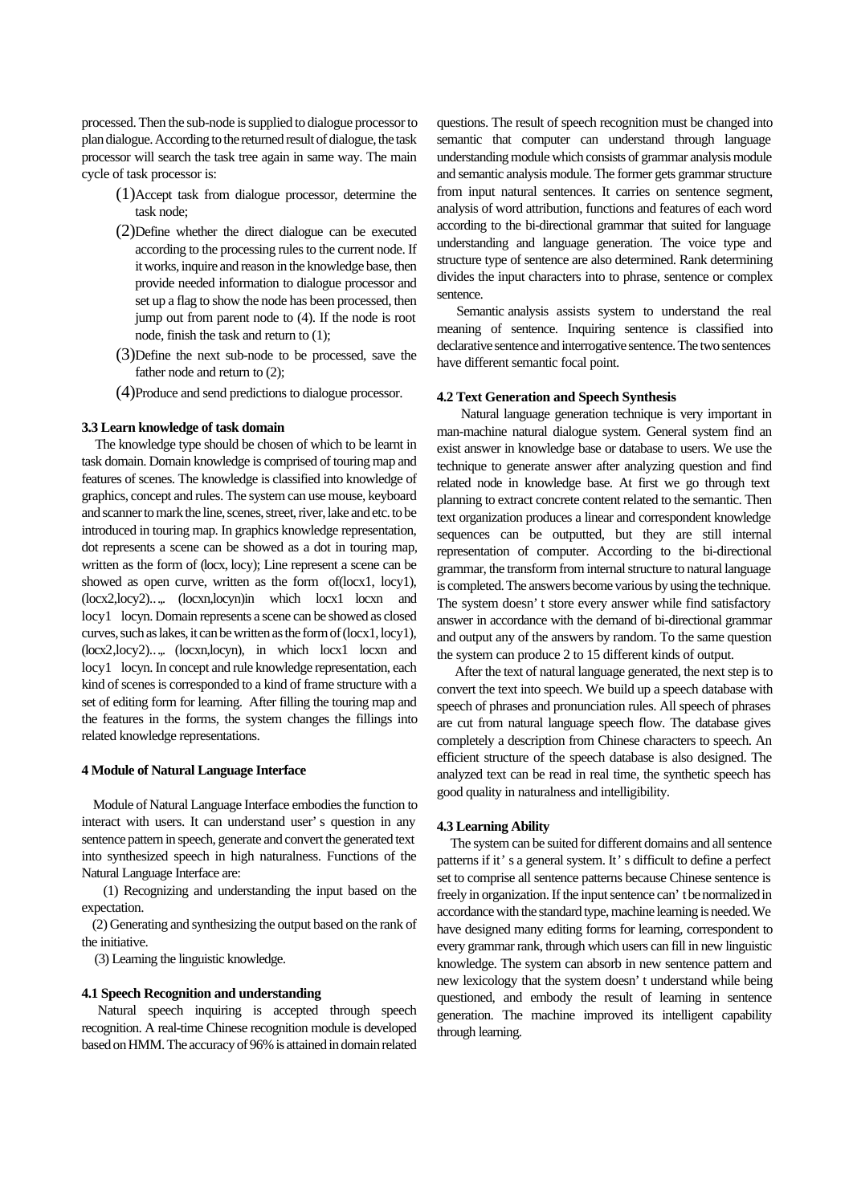processed. Then the sub-node is supplied to dialogue processor to plan dialogue. According to the returned result of dialogue, the task processor will search the task tree again in same way. The main cycle of task processor is:

(1)Accept task from dialogue processor, determine the task node;

(2)Define whether the direct dialogue can be executed according to the processing rules to the current node. If it works, inquire and reason in the knowledge base, then provide needed information to dialogue processor and set up a flag to show the node has been processed, then jump out from parent node to (4). If the node is root node, finish the task and return to (1);

(3)Define the next sub-node to be processed, save the father node and return to (2);

(4)Produce and send predictions to dialogue processor.

### 3.3 Learn knowledge of task domain

The knowledge type should be chosen of which to be learnt in task domain. Domain knowledge is comprised of touring map and features of scenes. The knowledge is classified into knowledge of graphics, concept and rules. The system can use mouse, keyboard and scanner to mark the line, scenes, street, river, lake and etc. to be introduced in touring map. In graphics knowledge representation, dot represents a scene can be showed as a dot in touring map, written as the form of (locx, locy); Line represent a scene can be showed as open curve, written as the form of(locx1, locy1), (locx2,locy2)..,., (locxn,locyn)in which locx1 locxn and locy1 locyn. Domain represents a scene can be showed as closed curves, such as lakes, it can be written as the form of (locx1, locy1), (locx2,locy2)..,., (locxn,locyn), in which locx1 locxn and locy1 locyn. In concept and rule knowledge representation, each kind of scenes is corresponded to a kind of frame structure with a set of editing form for learning. After filling the touring map and the features in the forms, the system changes the fillings into related knowledge representations.

## 4 Module of Natural Language Interface

Module of Natural Language Interface embodies the function to interact with users. It can understand user' s question in any sentence pattern in speech, generate and convert the generated text into synthesized speech in high naturalness. Functions of the Natural Language Interface are:

(1) Recognizing and understanding the input based on the expectation.

(2) Generating and synthesizing the output based on the rank of the initiative.

(3) Learning the linguistic knowledge.

### 4.1 Speech Recognition and understanding

Natural speech inquiring is accepted through speech recognition. A real-time Chinese recognition module is developed based on HMM. The accuracy of 96% is attained in domain related questions. The result of speech recognition must be changed into semantic that computer can understand through language understanding module which consists of grammar analysis module and semantic analysis module. The former gets grammar structure from input natural sentences. It carries on sentence segment, analysis of word attribution, functions and features of each word according to the bi-directional grammar that suited for language understanding and language generation. The voice type and structure type of sentence are also determined. Rank determining divides the input characters into to phrase, sentence or complex sentence.

Semantic analysis assists system to understand the real meaning of sentence. Inquiring sentence is classified into declarative sentence and interrogative sentence. The two sentences have different semantic focal point.

### 4.2 Text Generation and Speech Synthesis

Natural language generation technique is very important in man-machine natural dialogue system. General system find an exist answer in knowledge base or database to users. We use the technique to generate answer after analyzing question and find related node in knowledge base. At first we go through text planning to extract concrete content related to the semantic. Then text organization produces a linear and correspondent knowledge sequences can be outputted, but they are still internal representation of computer. According to the bi-directional grammar, the transform from internal structure to natural language is completed. The answers become various by using the technique. The system doesn' t store every answer while find satisfactory answer in accordance with the demand of bi-directional grammar and output any of the answers by random. To the same question the system can produce 2 to 15 different kinds of output.

After the text of natural language generated, the next step is to convert the text into speech. We build up a speech database with speech of phrases and pronunciation rules. All speech of phrases are cut from natural language speech flow. The database gives completely a description from Chinese characters to speech. An efficient structure of the speech database is also designed. The analyzed text can be read in real time, the synthetic speech has good quality in naturalness and intelligibility.

### 4.3 Learning Ability

The system can be suited for different domains and all sentence patterns if it' s a general system. It' s difficult to define a perfect set to comprise all sentence patterns because Chinese sentence is freely in organization. If the input sentence can' t be normalized in accordance with the standard type, machine learning is needed. We have designed many editing forms for learning, correspondent to every grammar rank, through which users can fill in new linguistic knowledge. The system can absorb in new sentence pattern and new lexicology that the system doesn' t understand while being questioned, and embody the result of learning in sentence generation. The machine improved its intelligent capability through learning.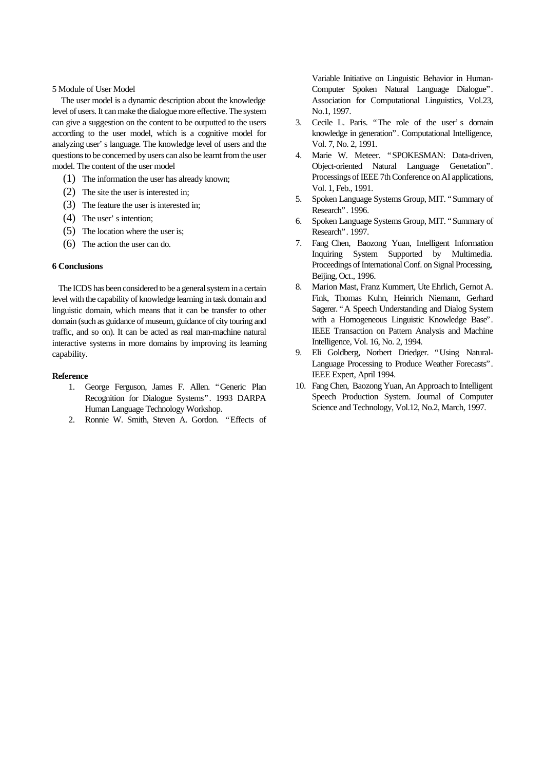## 5 Module of User Model

The user model is a dynamic description about the knowledge level of users. It can make the dialogue more effective. The system can give a suggestion on the content to be outputted to the users according to the user model, which is a cognitive model for analyzing user' s language. The knowledge level of users and the questions to be concerned by users can also be learnt from the user model. The content of the user model

(1) The information the user has already known;

(2) The site the user is interested in;

(3) The feature the user is interested in;

(4) The user' s intention;

(5) The location where the user is;

(6) The action the user can do.

## 6 Conclusions

The ICDS has been considered to be a general system in a certain level with the capability of knowledge learning in task domain and linguistic domain, which means that it can be transfer to other domain (such as guidance of museum, guidance of city touring and traffic, and so on). It can be acted as real man-machine natural interactive systems in more domains by improving its learning capability.

## Reference

1. George Ferguson, James F. Allen. "Generic Plan Recognition for Dialogue Systems". 1993 DARPA Human Language Technology Workshop.
2. Ronnie W. Smith, Steven A. Gordon. "Effects of Variable Initiative on Linguistic Behavior in Human-Computer Spoken Natural Language Dialogue". Association for Computational Linguistics, Vol.23, No.1, 1997.
3. Cecile L. Paris. "The role of the user' s domain knowledge in generation". Computational Intelligence, Vol. 7, No. 2, 1991.
4. Marie W. Meteer. "SPOKESMAN: Data-driven, Object-oriented Natural Language Genetation". Processings of IEEE 7th Conference on AI applications, Vol. 1, Feb., 1991.
5. Spoken Language Systems Group, MIT. "Summary of Research". 1996.
6. Spoken Language Systems Group, MIT. "Summary of Research". 1997.
7. Fang Chen, Baozong Yuan, Intelligent Information Inquiring System Supported by Multimedia. Proceedings of International Conf. on Signal Processing, Beijing, Oct., 1996.
8. Marion Mast, Franz Kummert, Ute Ehrlich, Gernot A. Fink, Thomas Kuhn, Heinrich Niemann, Gerhard Sagerer. "A Speech Understanding and Dialog System with a Homogeneous Linguistic Knowledge Base". IEEE Transaction on Pattern Analysis and Machine Intelligence, Vol. 16, No. 2, 1994.
9. Eli Goldberg, Norbert Driedger. "Using Natural-Language Processing to Produce Weather Forecasts". IEEE Expert, April 1994.
10. Fang Chen, Baozong Yuan, An Approach to Intelligent Speech Production System. Journal of Computer Science and Technology, Vol.12, No.2, March, 1997.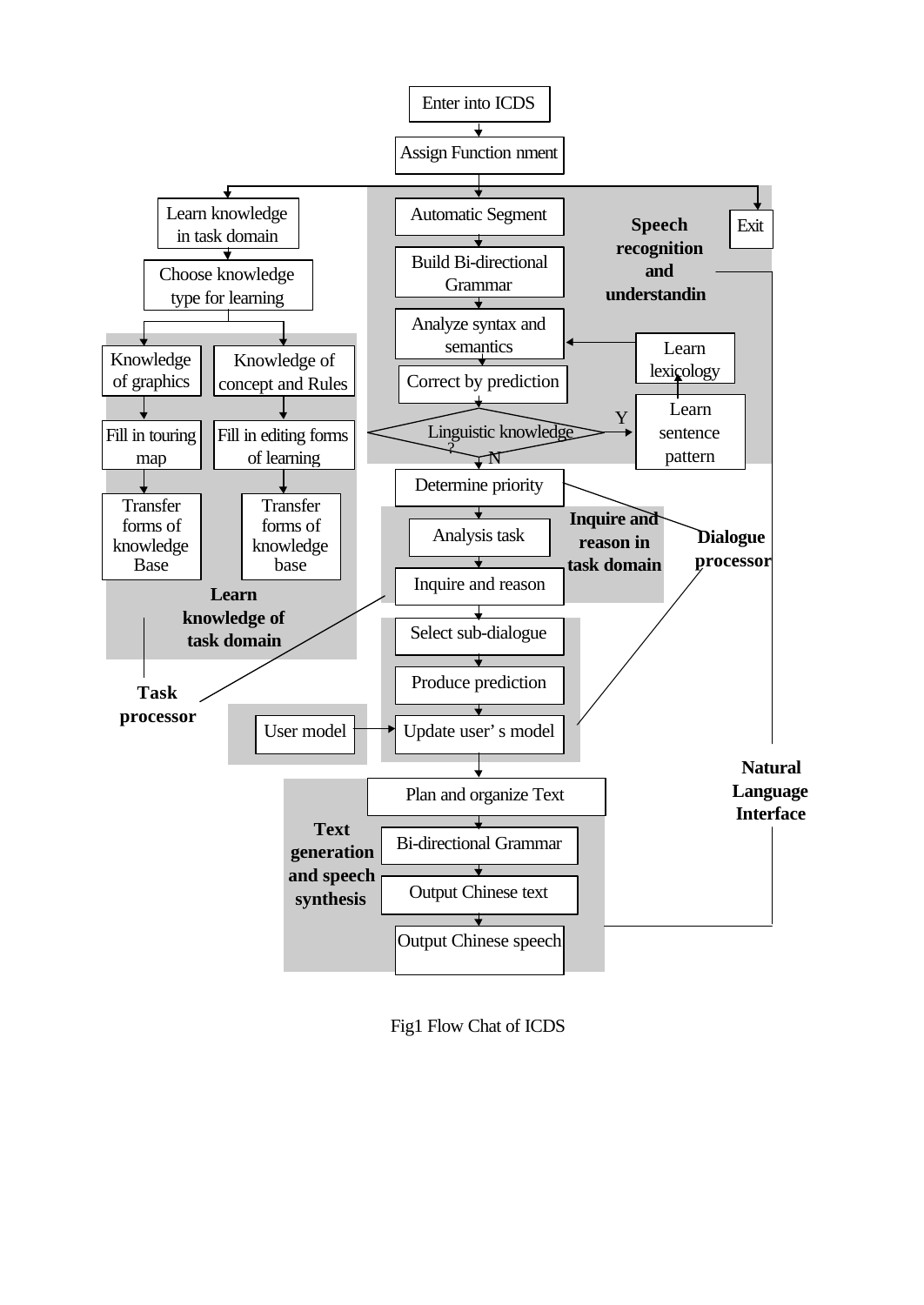Enter into ICDS

Assign Function nment

Learn knowledge in task domain

Choose knowledge type for learning

Knowledge of graphics

Knowledge of concept and Rules

Fill in touring map

Fill in editing forms of learning

Transfer forms of knowledge Base

Transfer forms of knowledge base

Learn knowledge of task domain

Task processor

Automatic Segment

Build Bi-directional Grammar

Analyze syntax and semantics

Correct by prediction

Linguistic knowledge ?

Y

N

Learn lexicology

Learn sentence pattern

Speech recognition and understandin

Exit

Determine priority

Analysis task

Inquire and reason

Inquire and reason in task domain

Dialogue processor

Select sub-dialogue

Produce prediction

User model

Update user' s model

Plan and organize Text

Bi-directional Grammar

Output Chinese text

Output Chinese speech

Text generation and speech synthesis

Natural Language Interface

Fig1 Flow Chat of ICDS